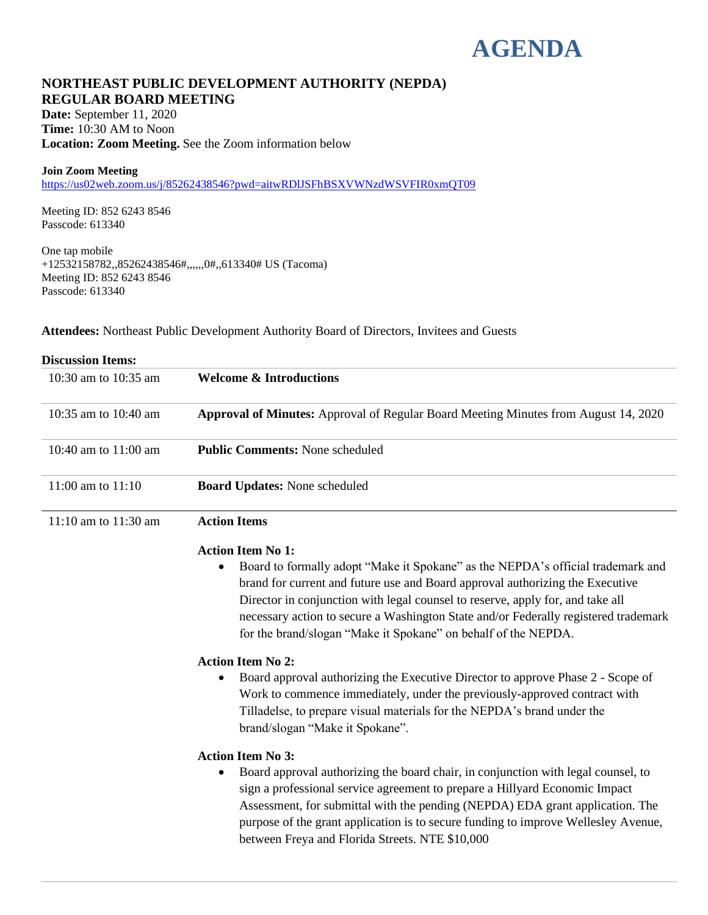# AGENDA

## NORTHEAST PUBLIC DEVELOPMENT AUTHORITY (NEPDA) REGULAR BOARD MEETING

**Date:** September 11, 2020
**Time:** 10:30 AM to Noon
**Location: Zoom Meeting.** See the Zoom information below

**Join Zoom Meeting**
https://us02web.zoom.us/j/85262438546?pwd=aitwRDlJSFhBSXVWNzdWSVFIR0xmQT09

Meeting ID: 852 6243 8546
Passcode: 613340

One tap mobile
+12532158782,,85262438546#,,,,,,0#,,613340# US (Tacoma)
Meeting ID: 852 6243 8546
Passcode: 613340

**Attendees:** Northeast Public Development Authority Board of Directors, Invitees and Guests

**Discussion Items:**

| | |
|---|---|
| 10:30 am to 10:35 am | **Welcome & Introductions** |
| 10:35 am to 10:40 am | **Approval of Minutes:** Approval of Regular Board Meeting Minutes from August 14, 2020 |
| 10:40 am to 11:00 am | **Public Comments:** None scheduled |
| 11:00 am to 11:10 | **Board Updates:** None scheduled |
| 11:10 am to 11:30 am | **Action Items** |

**Action Item No 1:**

- Board to formally adopt "Make it Spokane" as the NEPDA's official trademark and brand for current and future use and Board approval authorizing the Executive Director in conjunction with legal counsel to reserve, apply for, and take all necessary action to secure a Washington State and/or Federally registered trademark for the brand/slogan "Make it Spokane" on behalf of the NEPDA.

**Action Item No 2:**

- Board approval authorizing the Executive Director to approve Phase 2 - Scope of Work to commence immediately, under the previously-approved contract with Tilladelse, to prepare visual materials for the NEPDA's brand under the brand/slogan "Make it Spokane".

**Action Item No 3:**

- Board approval authorizing the board chair, in conjunction with legal counsel, to sign a professional service agreement to prepare a Hillyard Economic Impact Assessment, for submittal with the pending (NEPDA) EDA grant application. The purpose of the grant application is to secure funding to improve Wellesley Avenue, between Freya and Florida Streets. NTE $10,000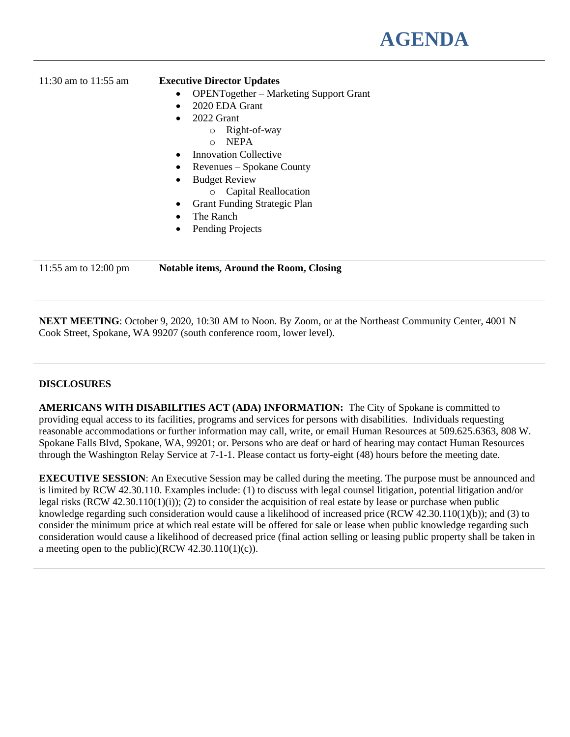# AGENDA

| | |
|---|---|
| 11:30 am to 11:55 am | **Executive Director Updates** |

- OPENTogether – Marketing Support Grant
- 2020 EDA Grant
- 2022 Grant
  - Right-of-way
  - NEPA
- Innovation Collective
- Revenues – Spokane County
- Budget Review
  - Capital Reallocation
- Grant Funding Strategic Plan
- The Ranch
- Pending Projects

| | |
|---|---|
| 11:55 am to 12:00 pm | **Notable items, Around the Room, Closing** |

**NEXT MEETING**: October 9, 2020, 10:30 AM to Noon. By Zoom, or at the Northeast Community Center, 4001 N Cook Street, Spokane, WA 99207 (south conference room, lower level).

**DISCLOSURES**

**AMERICANS WITH DISABILITIES ACT (ADA) INFORMATION:** The City of Spokane is committed to providing equal access to its facilities, programs and services for persons with disabilities. Individuals requesting reasonable accommodations or further information may call, write, or email Human Resources at 509.625.6363, 808 W. Spokane Falls Blvd, Spokane, WA, 99201; or. Persons who are deaf or hard of hearing may contact Human Resources through the Washington Relay Service at 7-1-1. Please contact us forty-eight (48) hours before the meeting date.

**EXECUTIVE SESSION**: An Executive Session may be called during the meeting. The purpose must be announced and is limited by RCW 42.30.110. Examples include: (1) to discuss with legal counsel litigation, potential litigation and/or legal risks (RCW 42.30.110(1)(i)); (2) to consider the acquisition of real estate by lease or purchase when public knowledge regarding such consideration would cause a likelihood of increased price (RCW 42.30.110(1)(b)); and (3) to consider the minimum price at which real estate will be offered for sale or lease when public knowledge regarding such consideration would cause a likelihood of decreased price (final action selling or leasing public property shall be taken in a meeting open to the public)(RCW 42.30.110(1)(c)).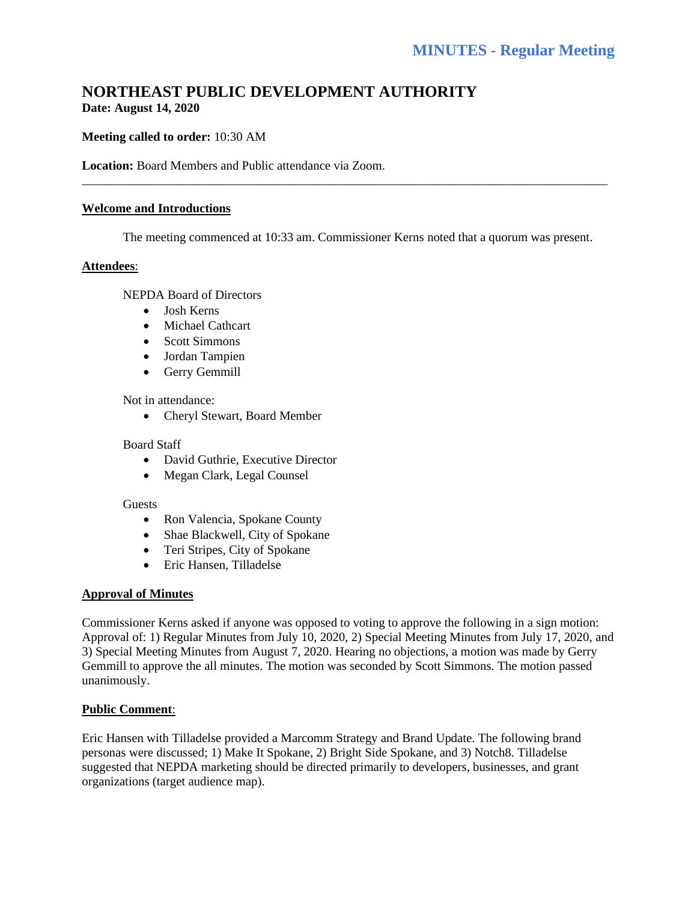# MINUTES - Regular Meeting

## NORTHEAST PUBLIC DEVELOPMENT AUTHORITY

**Date: August 14, 2020**

**Meeting called to order:** 10:30 AM

**Location:** Board Members and Public attendance via Zoom.

---

**Welcome and Introductions**

The meeting commenced at 10:33 am. Commissioner Kerns noted that a quorum was present.

**Attendees**:

NEPDA Board of Directors

- Josh Kerns
- Michael Cathcart
- Scott Simmons
- Jordan Tampien
- Gerry Gemmill

Not in attendance:

- Cheryl Stewart, Board Member

Board Staff

- David Guthrie, Executive Director
- Megan Clark, Legal Counsel

Guests

- Ron Valencia, Spokane County
- Shae Blackwell, City of Spokane
- Teri Stripes, City of Spokane
- Eric Hansen, Tilladelse

**Approval of Minutes**

Commissioner Kerns asked if anyone was opposed to voting to approve the following in a sign motion: Approval of: 1) Regular Minutes from July 10, 2020, 2) Special Meeting Minutes from July 17, 2020, and 3) Special Meeting Minutes from August 7, 2020. Hearing no objections, a motion was made by Gerry Gemmill to approve the all minutes. The motion was seconded by Scott Simmons. The motion passed unanimously.

**Public Comment**:

Eric Hansen with Tilladelse provided a Marcomm Strategy and Brand Update. The following brand personas were discussed; 1) Make It Spokane, 2) Bright Side Spokane, and 3) Notch8. Tilladelse suggested that NEPDA marketing should be directed primarily to developers, businesses, and grant organizations (target audience map).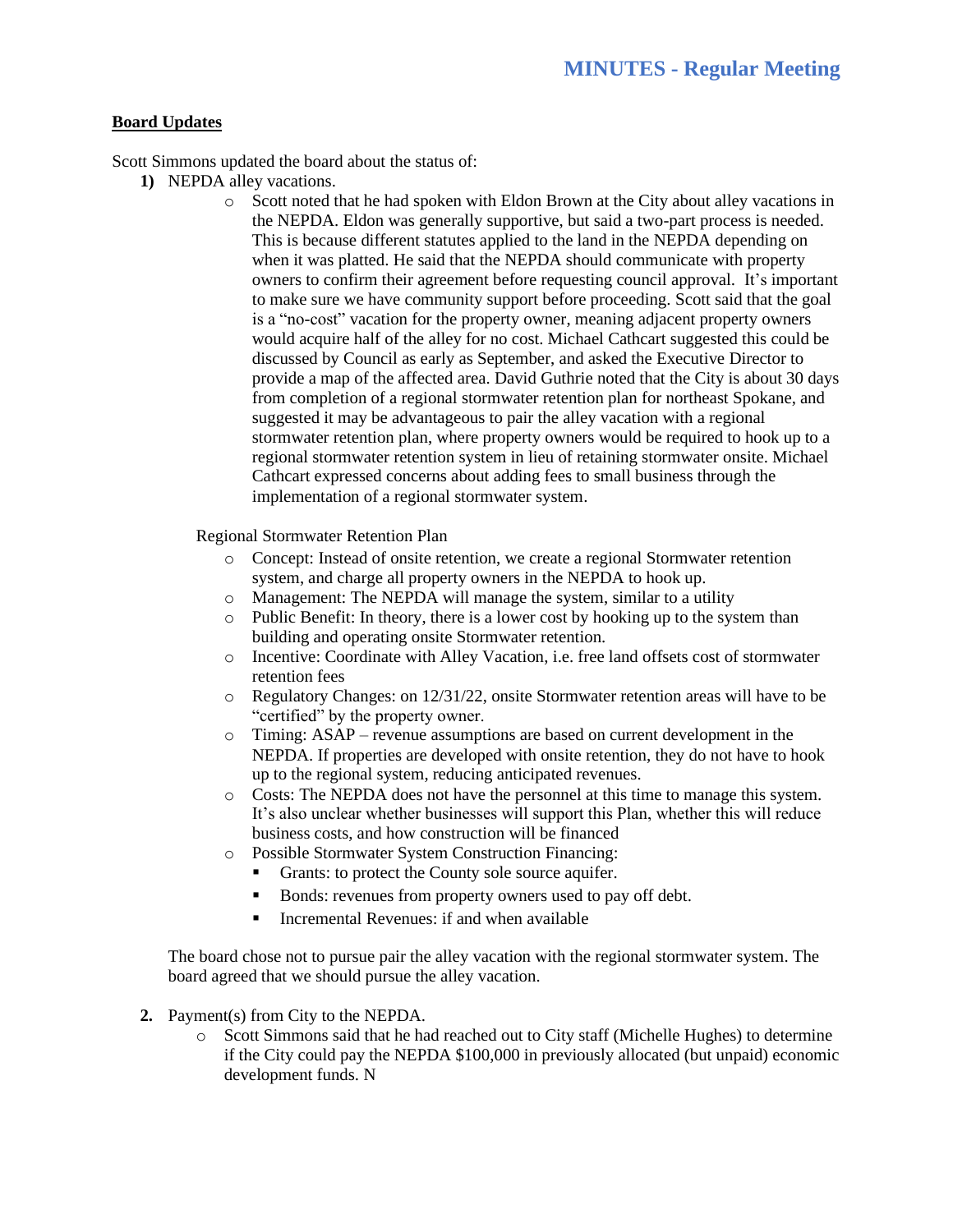**Board Updates**

Scott Simmons updated the board about the status of:

1) NEPDA alley vacations.
   - Scott noted that he had spoken with Eldon Brown at the City about alley vacations in the NEPDA. Eldon was generally supportive, but said a two-part process is needed. This is because different statutes applied to the land in the NEPDA depending on when it was platted. He said that the NEPDA should communicate with property owners to confirm their agreement before requesting council approval. It's important to make sure we have community support before proceeding. Scott said that the goal is a "no-cost" vacation for the property owner, meaning adjacent property owners would acquire half of the alley for no cost. Michael Cathcart suggested this could be discussed by Council as early as September, and asked the Executive Director to provide a map of the affected area. David Guthrie noted that the City is about 30 days from completion of a regional stormwater retention plan for northeast Spokane, and suggested it may be advantageous to pair the alley vacation with a regional stormwater retention plan, where property owners would be required to hook up to a regional stormwater retention system in lieu of retaining stormwater onsite. Michael Cathcart expressed concerns about adding fees to small business through the implementation of a regional stormwater system.

   Regional Stormwater Retention Plan

   - Concept: Instead of onsite retention, we create a regional Stormwater retention system, and charge all property owners in the NEPDA to hook up.
   - Management: The NEPDA will manage the system, similar to a utility
   - Public Benefit: In theory, there is a lower cost by hooking up to the system than building and operating onsite Stormwater retention.
   - Incentive: Coordinate with Alley Vacation, i.e. free land offsets cost of stormwater retention fees
   - Regulatory Changes: on 12/31/22, onsite Stormwater retention areas will have to be "certified" by the property owner.
   - Timing: ASAP – revenue assumptions are based on current development in the NEPDA. If properties are developed with onsite retention, they do not have to hook up to the regional system, reducing anticipated revenues.
   - Costs: The NEPDA does not have the personnel at this time to manage this system. It's also unclear whether businesses will support this Plan, whether this will reduce business costs, and how construction will be financed
   - Possible Stormwater System Construction Financing:
     - Grants: to protect the County sole source aquifer.
     - Bonds: revenues from property owners used to pay off debt.
     - Incremental Revenues: if and when available

   The board chose not to pursue pair the alley vacation with the regional stormwater system. The board agreed that we should pursue the alley vacation.

2. Payment(s) from City to the NEPDA.
   - Scott Simmons said that he had reached out to City staff (Michelle Hughes) to determine if the City could pay the NEPDA $100,000 in previously allocated (but unpaid) economic development funds. N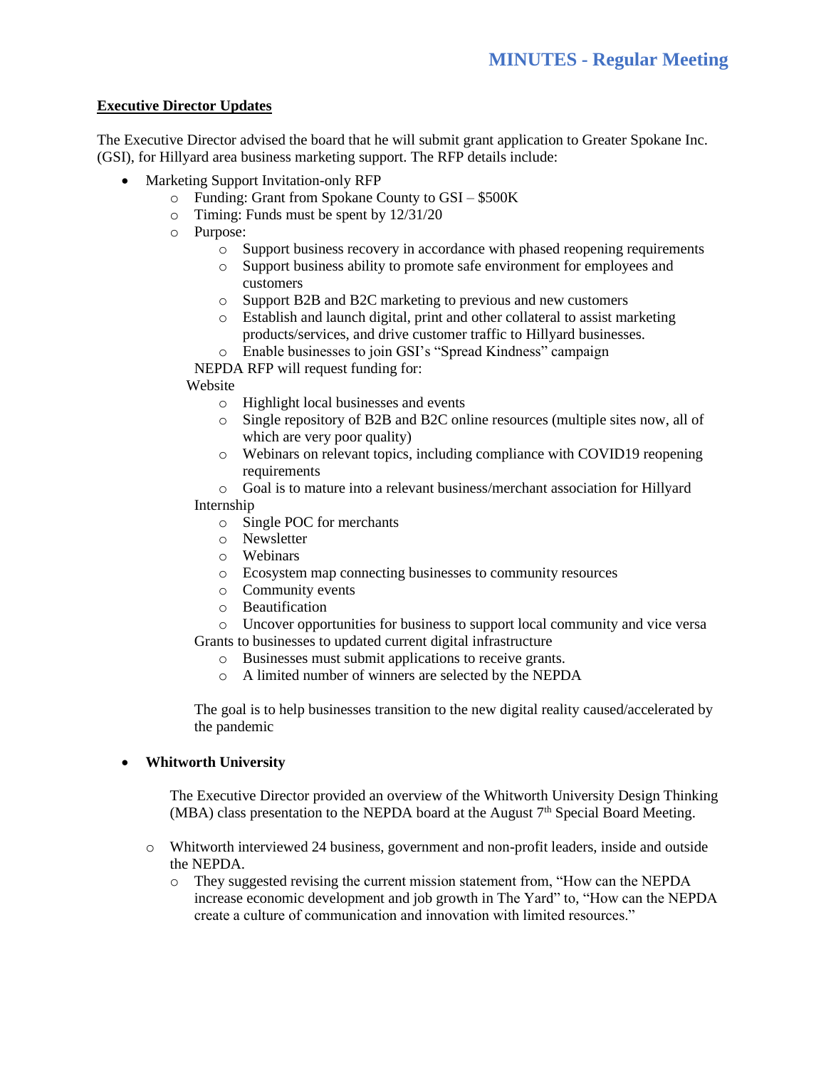## Executive Director Updates

The Executive Director advised the board that he will submit grant application to Greater Spokane Inc. (GSI), for Hillyard area business marketing support. The RFP details include:

- Marketing Support Invitation-only RFP
  - Funding: Grant from Spokane County to GSI – $500K
  - Timing: Funds must be spent by 12/31/20
  - Purpose:
    - Support business recovery in accordance with phased reopening requirements
    - Support business ability to promote safe environment for employees and customers
    - Support B2B and B2C marketing to previous and new customers
    - Establish and launch digital, print and other collateral to assist marketing products/services, and drive customer traffic to Hillyard businesses.
    - Enable businesses to join GSI's "Spread Kindness" campaign

  NEPDA RFP will request funding for:

  Website
    - Highlight local businesses and events
    - Single repository of B2B and B2C online resources (multiple sites now, all of which are very poor quality)
    - Webinars on relevant topics, including compliance with COVID19 reopening requirements
    - Goal is to mature into a relevant business/merchant association for Hillyard

  Internship
    - Single POC for merchants
    - Newsletter
    - Webinars
    - Ecosystem map connecting businesses to community resources
    - Community events
    - Beautification
    - Uncover opportunities for business to support local community and vice versa

  Grants to businesses to updated current digital infrastructure
    - Businesses must submit applications to receive grants.
    - A limited number of winners are selected by the NEPDA

  The goal is to help businesses transition to the new digital reality caused/accelerated by the pandemic

- **Whitworth University**

  The Executive Director provided an overview of the Whitworth University Design Thinking (MBA) class presentation to the NEPDA board at the August 7th Special Board Meeting.

  - Whitworth interviewed 24 business, government and non-profit leaders, inside and outside the NEPDA.
    - They suggested revising the current mission statement from, "How can the NEPDA increase economic development and job growth in The Yard" to, "How can the NEPDA create a culture of communication and innovation with limited resources."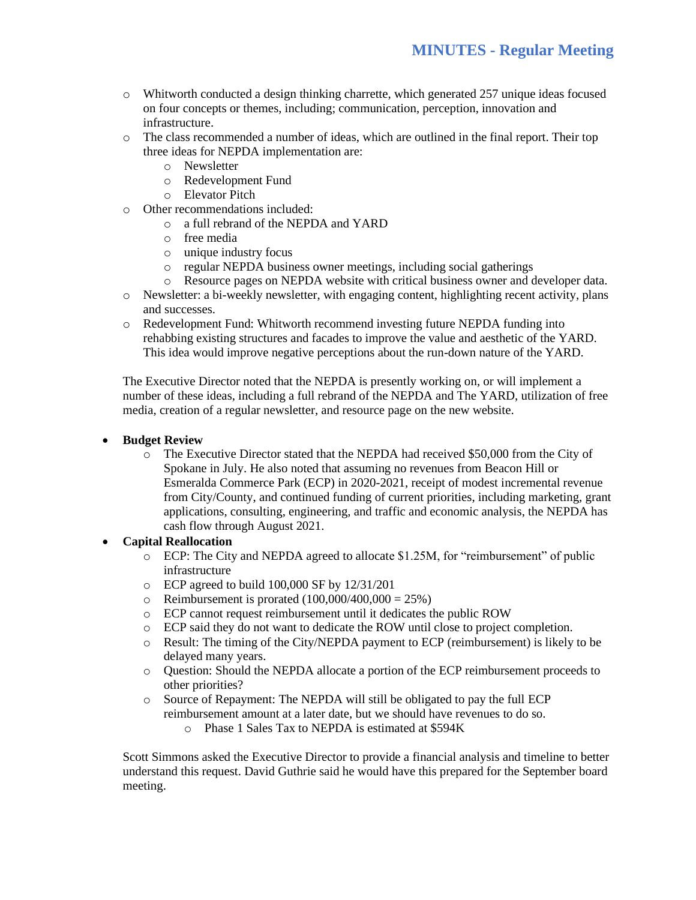- Whitworth conducted a design thinking charrette, which generated 257 unique ideas focused on four concepts or themes, including; communication, perception, innovation and infrastructure.
- The class recommended a number of ideas, which are outlined in the final report. Their top three ideas for NEPDA implementation are:
  - Newsletter
  - Redevelopment Fund
  - Elevator Pitch
- Other recommendations included:
  - a full rebrand of the NEPDA and YARD
  - free media
  - unique industry focus
  - regular NEPDA business owner meetings, including social gatherings
  - Resource pages on NEPDA website with critical business owner and developer data.
- Newsletter: a bi-weekly newsletter, with engaging content, highlighting recent activity, plans and successes.
- Redevelopment Fund: Whitworth recommend investing future NEPDA funding into rehabbing existing structures and facades to improve the value and aesthetic of the YARD. This idea would improve negative perceptions about the run-down nature of the YARD.

The Executive Director noted that the NEPDA is presently working on, or will implement a number of these ideas, including a full rebrand of the NEPDA and The YARD, utilization of free media, creation of a regular newsletter, and resource page on the new website.

- **Budget Review**
  - The Executive Director stated that the NEPDA had received $50,000 from the City of Spokane in July. He also noted that assuming no revenues from Beacon Hill or Esmeralda Commerce Park (ECP) in 2020-2021, receipt of modest incremental revenue from City/County, and continued funding of current priorities, including marketing, grant applications, consulting, engineering, and traffic and economic analysis, the NEPDA has cash flow through August 2021.
- **Capital Reallocation**
  - ECP: The City and NEPDA agreed to allocate $1.25M, for "reimbursement" of public infrastructure
  - ECP agreed to build 100,000 SF by 12/31/201
  - Reimbursement is prorated (100,000/400,000 = 25%)
  - ECP cannot request reimbursement until it dedicates the public ROW
  - ECP said they do not want to dedicate the ROW until close to project completion.
  - Result: The timing of the City/NEPDA payment to ECP (reimbursement) is likely to be delayed many years.
  - Question: Should the NEPDA allocate a portion of the ECP reimbursement proceeds to other priorities?
  - Source of Repayment: The NEPDA will still be obligated to pay the full ECP reimbursement amount at a later date, but we should have revenues to do so.
    - Phase 1 Sales Tax to NEPDA is estimated at $594K

Scott Simmons asked the Executive Director to provide a financial analysis and timeline to better understand this request. David Guthrie said he would have this prepared for the September board meeting.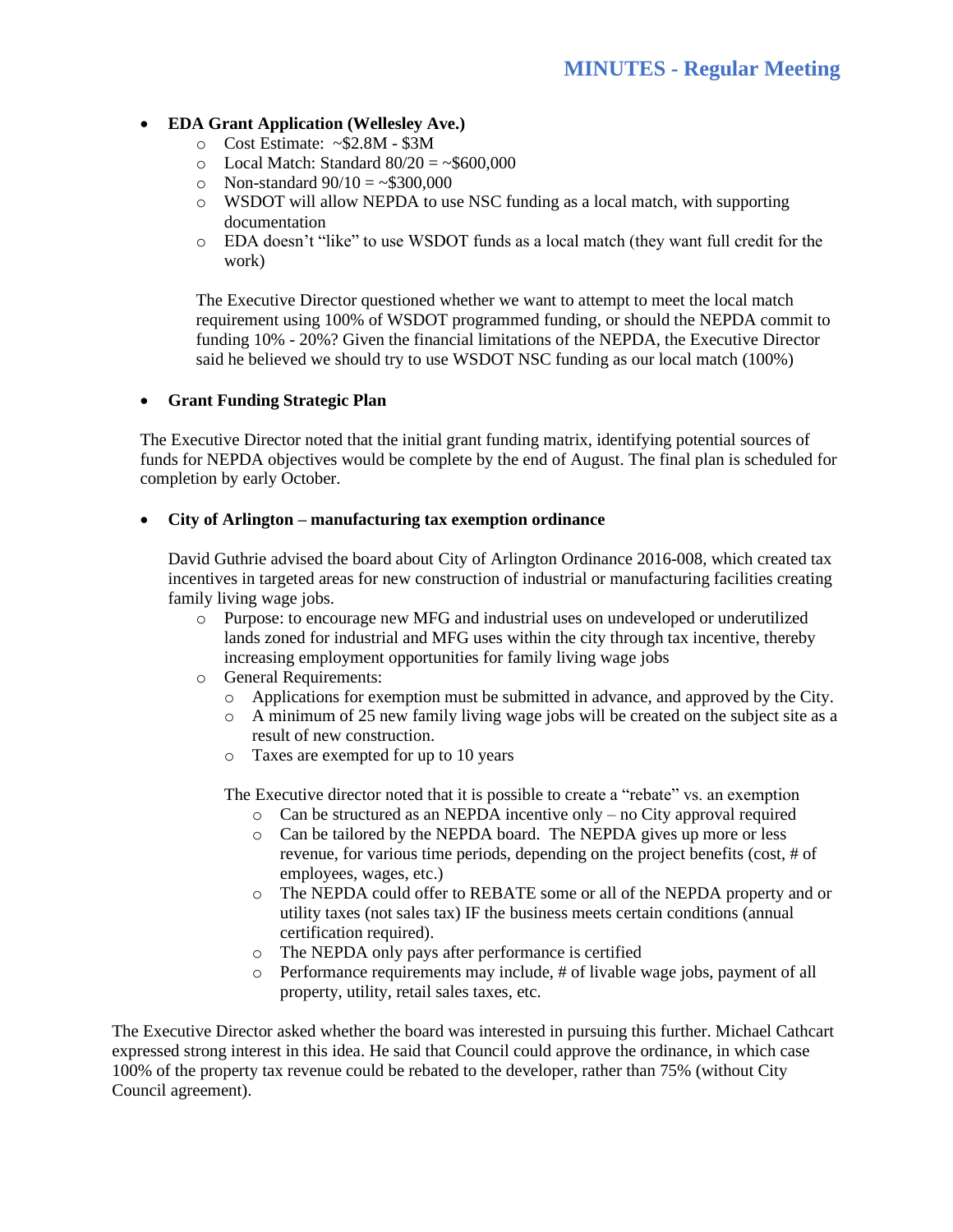- **EDA Grant Application (Wellesley Ave.)**
    - Cost Estimate: ~\$2.8M - \$3M
    - Local Match: Standard 80/20 = ~\$600,000
    - Non-standard 90/10 = ~\$300,000
    - WSDOT will allow NEPDA to use NSC funding as a local match, with supporting documentation
    - EDA doesn't "like" to use WSDOT funds as a local match (they want full credit for the work)

  The Executive Director questioned whether we want to attempt to meet the local match requirement using 100% of WSDOT programmed funding, or should the NEPDA commit to funding 10% - 20%? Given the financial limitations of the NEPDA, the Executive Director said he believed we should try to use WSDOT NSC funding as our local match (100%)

- **Grant Funding Strategic Plan**

  The Executive Director noted that the initial grant funding matrix, identifying potential sources of funds for NEPDA objectives would be complete by the end of August. The final plan is scheduled for completion by early October.

- **City of Arlington – manufacturing tax exemption ordinance**

  David Guthrie advised the board about City of Arlington Ordinance 2016-008, which created tax incentives in targeted areas for new construction of industrial or manufacturing facilities creating family living wage jobs.

    - Purpose: to encourage new MFG and industrial uses on undeveloped or underutilized lands zoned for industrial and MFG uses within the city through tax incentive, thereby increasing employment opportunities for family living wage jobs
    - General Requirements:
        - Applications for exemption must be submitted in advance, and approved by the City.
        - A minimum of 25 new family living wage jobs will be created on the subject site as a result of new construction.
        - Taxes are exempted for up to 10 years

    The Executive director noted that it is possible to create a "rebate" vs. an exemption

    - Can be structured as an NEPDA incentive only – no City approval required
    - Can be tailored by the NEPDA board. The NEPDA gives up more or less revenue, for various time periods, depending on the project benefits (cost, # of employees, wages, etc.)
    - The NEPDA could offer to REBATE some or all of the NEPDA property and or utility taxes (not sales tax) IF the business meets certain conditions (annual certification required).
    - The NEPDA only pays after performance is certified
    - Performance requirements may include, # of livable wage jobs, payment of all property, utility, retail sales taxes, etc.

The Executive Director asked whether the board was interested in pursuing this further. Michael Cathcart expressed strong interest in this idea. He said that Council could approve the ordinance, in which case 100% of the property tax revenue could be rebated to the developer, rather than 75% (without City Council agreement).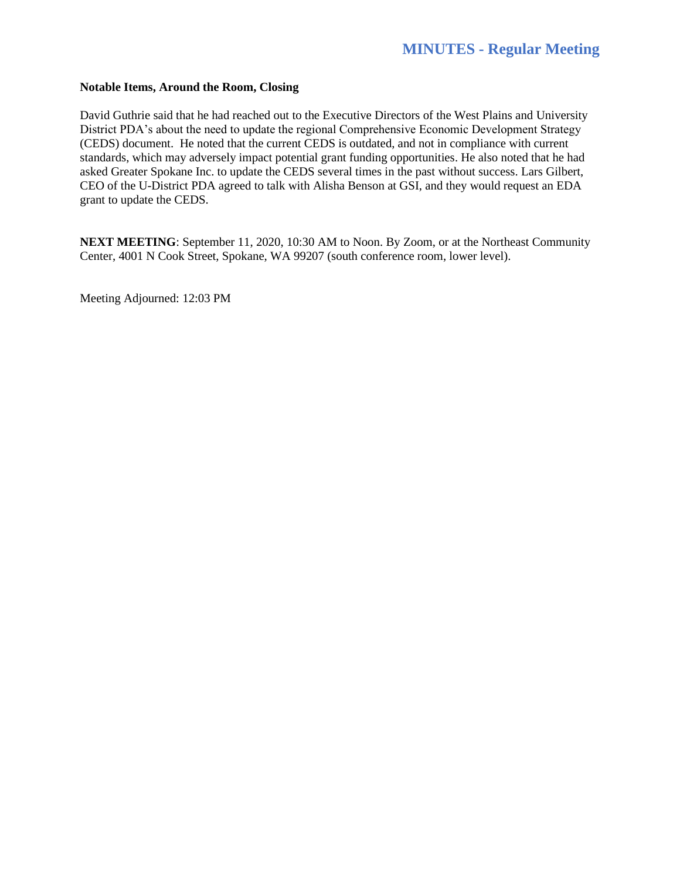#### Notable Items, Around the Room, Closing

David Guthrie said that he had reached out to the Executive Directors of the West Plains and University District PDA's about the need to update the regional Comprehensive Economic Development Strategy (CEDS) document. He noted that the current CEDS is outdated, and not in compliance with current standards, which may adversely impact potential grant funding opportunities. He also noted that he had asked Greater Spokane Inc. to update the CEDS several times in the past without success. Lars Gilbert, CEO of the U-District PDA agreed to talk with Alisha Benson at GSI, and they would request an EDA grant to update the CEDS.

**NEXT MEETING**: September 11, 2020, 10:30 AM to Noon. By Zoom, or at the Northeast Community Center, 4001 N Cook Street, Spokane, WA 99207 (south conference room, lower level).

Meeting Adjourned: 12:03 PM